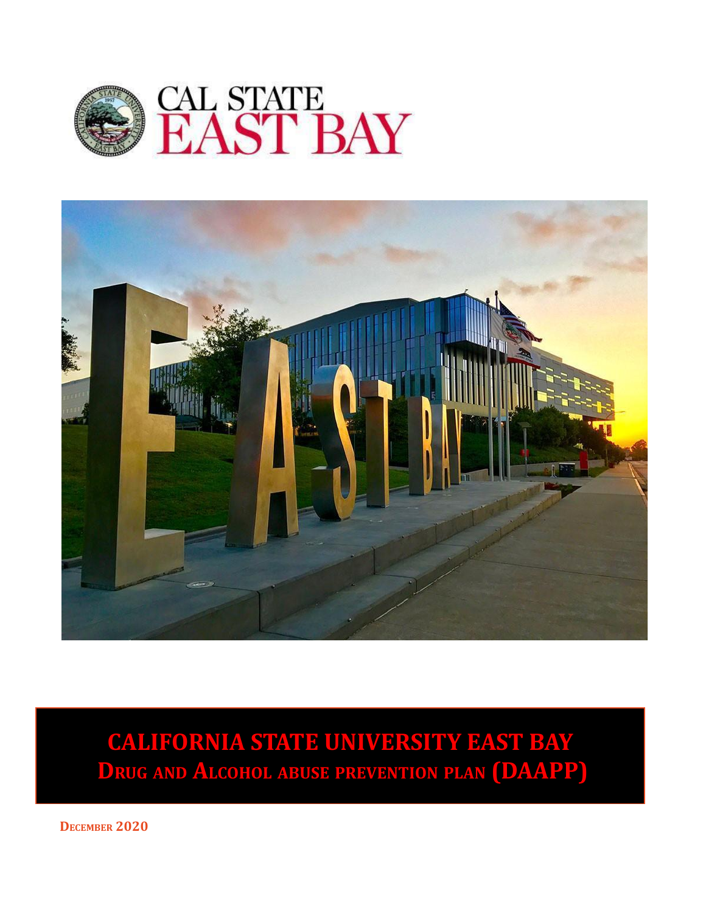# CALIFORNIA STATE UNIVERSITY EAST BAY

## DRUG AND ALCOHOL ABUSE PREVENTION PLAN (DAAPP)

DECEMBER 2020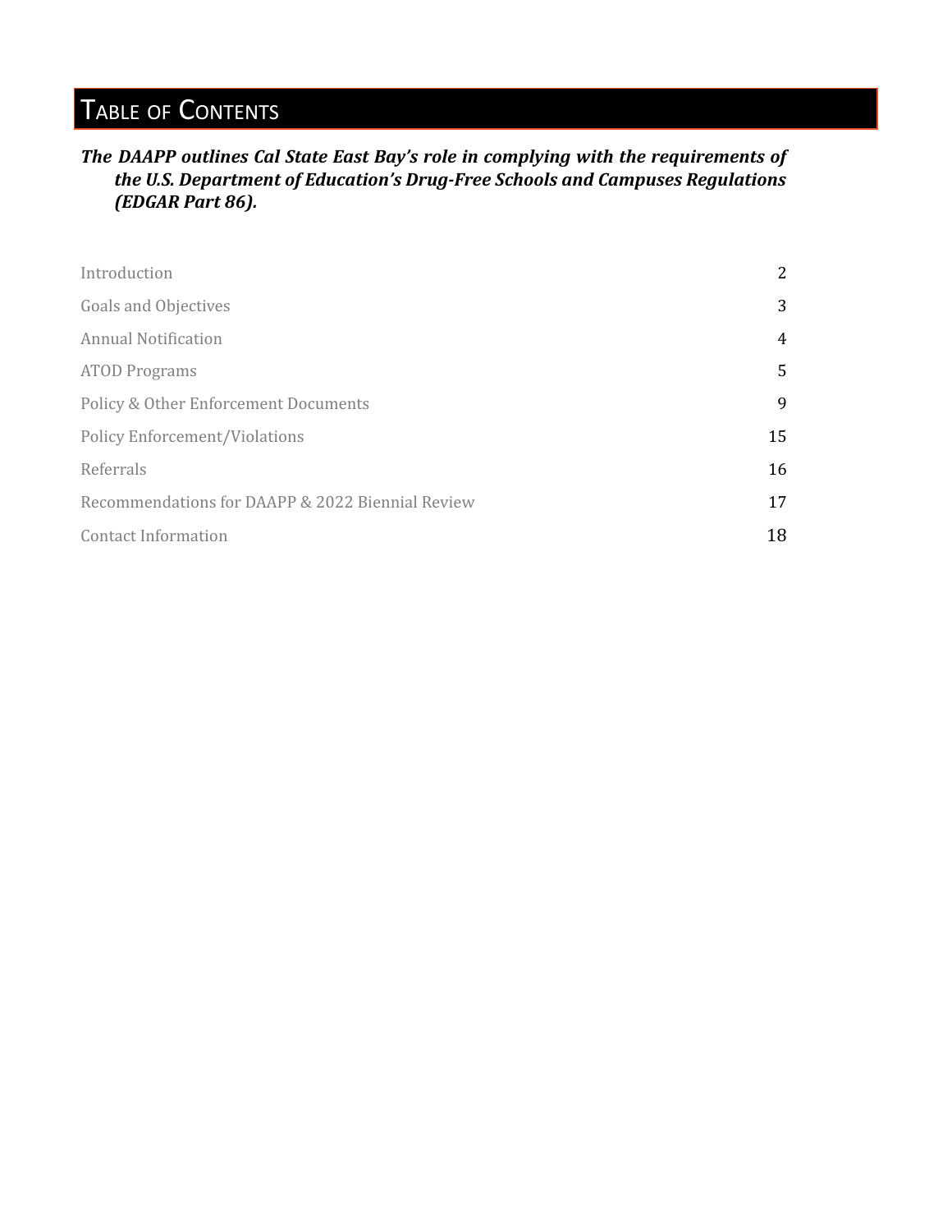# Table of Contents

***The DAAPP outlines Cal State East Bay's role in complying with the requirements of the U.S. Department of Education's Drug-Free Schools and Campuses Regulations (EDGAR Part 86).***

| | |
|---|---|
| Introduction | 2 |
| Goals and Objectives | 3 |
| Annual Notification | 4 |
| ATOD Programs | 5 |
| Policy & Other Enforcement Documents | 9 |
| Policy Enforcement/Violations | 15 |
| Referrals | 16 |
| Recommendations for DAAPP & 2022 Biennial Review | 17 |
| Contact Information | 18 |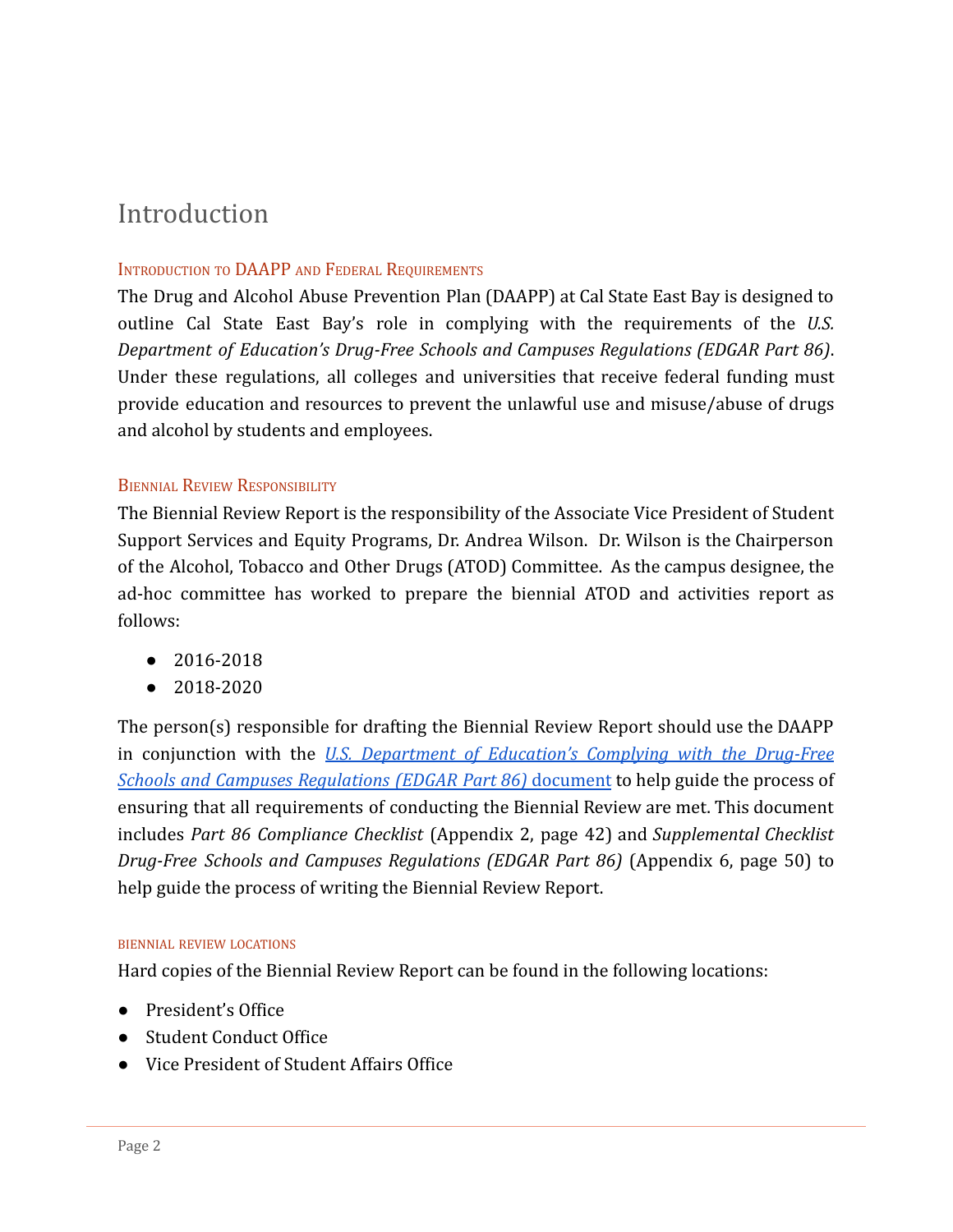# Introduction

### Introduction to DAAPP and Federal Requirements

The Drug and Alcohol Abuse Prevention Plan (DAAPP) at Cal State East Bay is designed to outline Cal State East Bay's role in complying with the requirements of the *U.S. Department of Education's Drug-Free Schools and Campuses Regulations (EDGAR Part 86)*. Under these regulations, all colleges and universities that receive federal funding must provide education and resources to prevent the unlawful use and misuse/abuse of drugs and alcohol by students and employees.

### Biennial Review Responsibility

The Biennial Review Report is the responsibility of the Associate Vice President of Student Support Services and Equity Programs, Dr. Andrea Wilson. Dr. Wilson is the Chairperson of the Alcohol, Tobacco and Other Drugs (ATOD) Committee. As the campus designee, the ad-hoc committee has worked to prepare the biennial ATOD and activities report as follows:

- 2016-2018
- 2018-2020

The person(s) responsible for drafting the Biennial Review Report should use the DAAPP in conjunction with the *U.S. Department of Education's Complying with the Drug-Free Schools and Campuses Regulations (EDGAR Part 86)* document to help guide the process of ensuring that all requirements of conducting the Biennial Review are met. This document includes *Part 86 Compliance Checklist* (Appendix 2, page 42) and *Supplemental Checklist Drug-Free Schools and Campuses Regulations (EDGAR Part 86)* (Appendix 6, page 50) to help guide the process of writing the Biennial Review Report.

#### Biennial Review Locations

Hard copies of the Biennial Review Report can be found in the following locations:

- President's Office
- Student Conduct Office
- Vice President of Student Affairs Office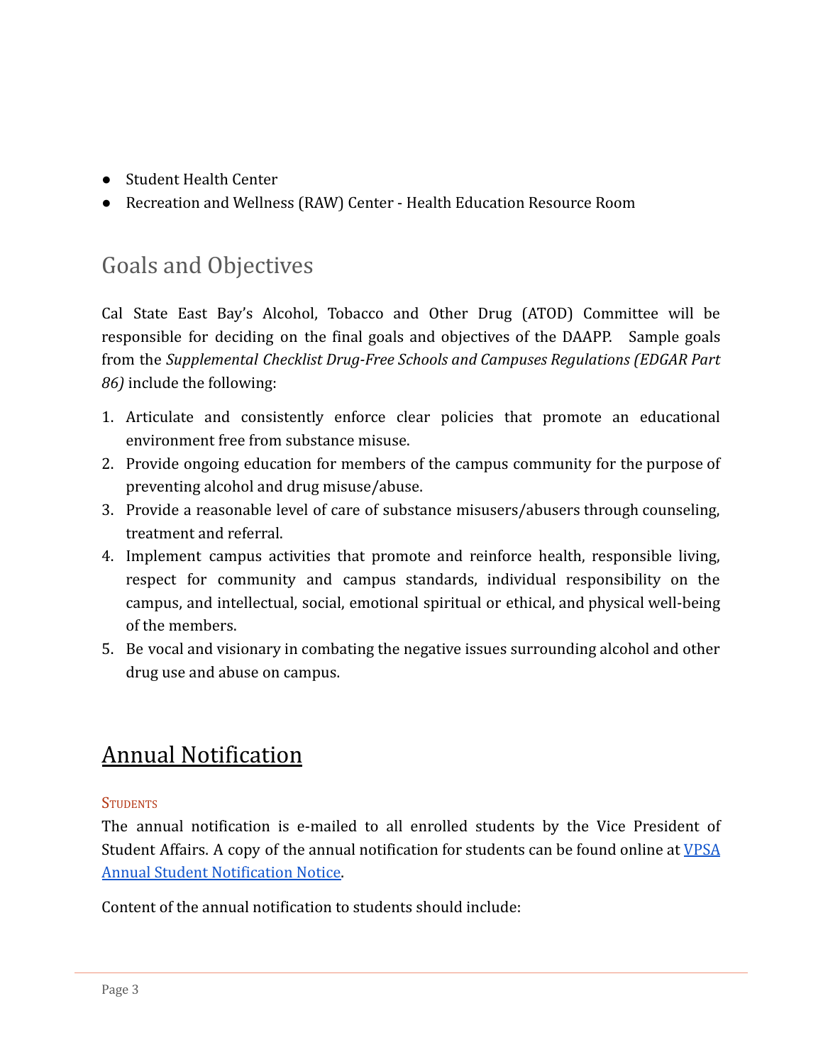- Student Health Center
- Recreation and Wellness (RAW) Center - Health Education Resource Room

## Goals and Objectives

Cal State East Bay's Alcohol, Tobacco and Other Drug (ATOD) Committee will be responsible for deciding on the final goals and objectives of the DAAPP. Sample goals from the *Supplemental Checklist Drug-Free Schools and Campuses Regulations (EDGAR Part 86)* include the following:

1. Articulate and consistently enforce clear policies that promote an educational environment free from substance misuse.
2. Provide ongoing education for members of the campus community for the purpose of preventing alcohol and drug misuse/abuse.
3. Provide a reasonable level of care of substance misusers/abusers through counseling, treatment and referral.
4. Implement campus activities that promote and reinforce health, responsible living, respect for community and campus standards, individual responsibility on the campus, and intellectual, social, emotional spiritual or ethical, and physical well-being of the members.
5. Be vocal and visionary in combating the negative issues surrounding alcohol and other drug use and abuse on campus.

# Annual Notification

### Students

The annual notification is e-mailed to all enrolled students by the Vice President of Student Affairs. A copy of the annual notification for students can be found online at VPSA Annual Student Notification Notice.

Content of the annual notification to students should include: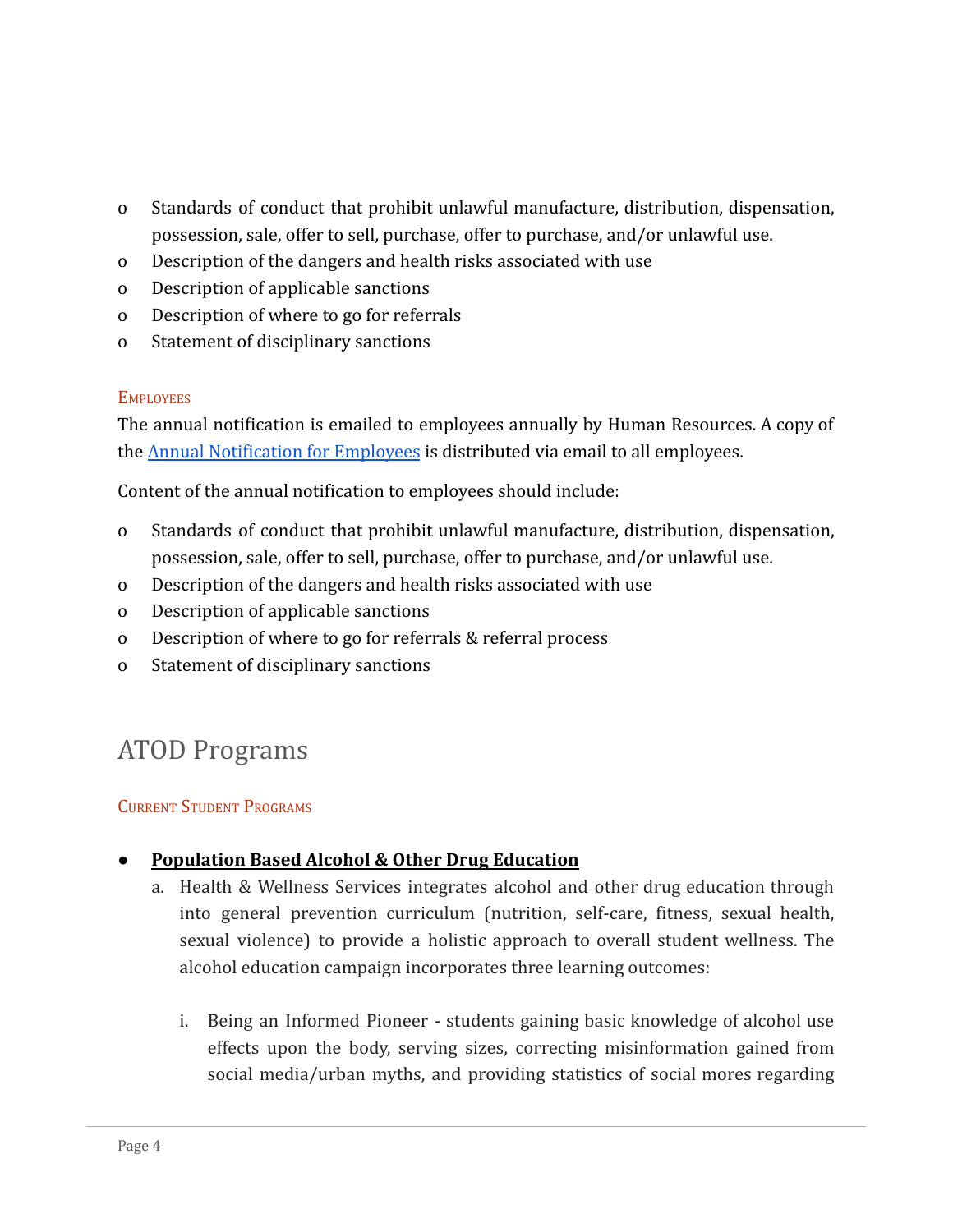- Standards of conduct that prohibit unlawful manufacture, distribution, dispensation, possession, sale, offer to sell, purchase, offer to purchase, and/or unlawful use.
- Description of the dangers and health risks associated with use
- Description of applicable sanctions
- Description of where to go for referrals
- Statement of disciplinary sanctions

### Employees

The annual notification is emailed to employees annually by Human Resources. A copy of the Annual Notification for Employees is distributed via email to all employees.

Content of the annual notification to employees should include:

- Standards of conduct that prohibit unlawful manufacture, distribution, dispensation, possession, sale, offer to sell, purchase, offer to purchase, and/or unlawful use.
- Description of the dangers and health risks associated with use
- Description of applicable sanctions
- Description of where to go for referrals & referral process
- Statement of disciplinary sanctions

## ATOD Programs

### Current Student Programs

- **Population Based Alcohol & Other Drug Education**
    a. Health & Wellness Services integrates alcohol and other drug education through into general prevention curriculum (nutrition, self-care, fitness, sexual health, sexual violence) to provide a holistic approach to overall student wellness. The alcohol education campaign incorporates three learning outcomes:

        i. Being an Informed Pioneer - students gaining basic knowledge of alcohol use effects upon the body, serving sizes, correcting misinformation gained from social media/urban myths, and providing statistics of social mores regarding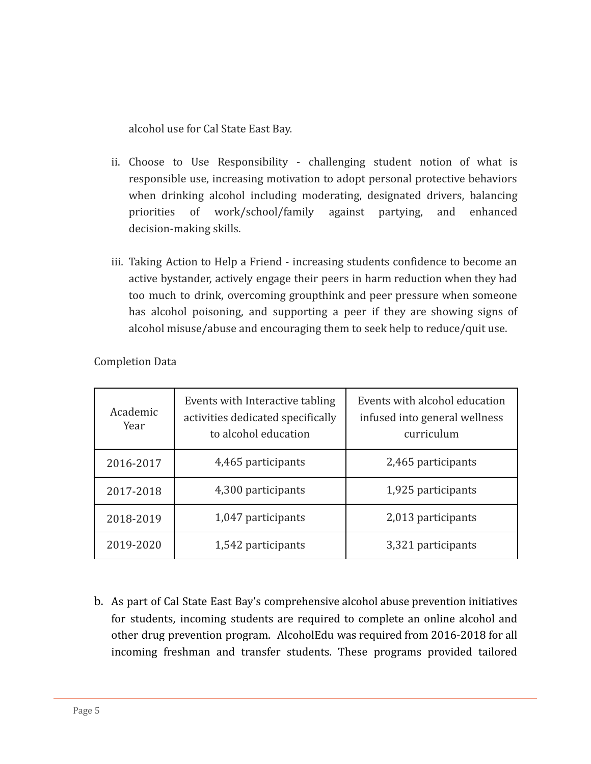alcohol use for Cal State East Bay.

ii. Choose to Use Responsibility - challenging student notion of what is responsible use, increasing motivation to adopt personal protective behaviors when drinking alcohol including moderating, designated drivers, balancing priorities of work/school/family against partying, and enhanced decision-making skills.

iii. Taking Action to Help a Friend - increasing students confidence to become an active bystander, actively engage their peers in harm reduction when they had too much to drink, overcoming groupthink and peer pressure when someone has alcohol poisoning, and supporting a peer if they are showing signs of alcohol misuse/abuse and encouraging them to seek help to reduce/quit use.

Completion Data

| Academic Year | Events with Interactive tabling activities dedicated specifically to alcohol education | Events with alcohol education infused into general wellness curriculum |
|---|---|---|
| 2016-2017 | 4,465 participants | 2,465 participants |
| 2017-2018 | 4,300 participants | 1,925 participants |
| 2018-2019 | 1,047 participants | 2,013 participants |
| 2019-2020 | 1,542 participants | 3,321 participants |

b. As part of Cal State East Bay's comprehensive alcohol abuse prevention initiatives for students, incoming students are required to complete an online alcohol and other drug prevention program. AlcoholEdu was required from 2016-2018 for all incoming freshman and transfer students. These programs provided tailored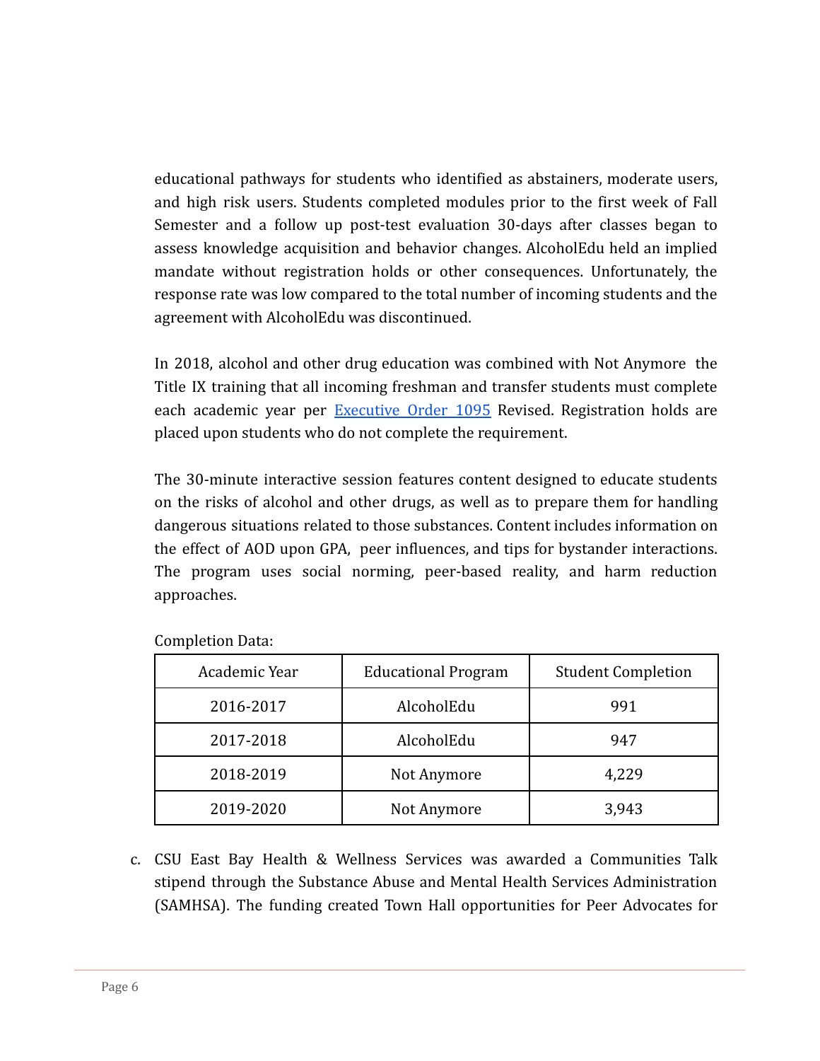educational pathways for students who identified as abstainers, moderate users, and high risk users. Students completed modules prior to the first week of Fall Semester and a follow up post-test evaluation 30-days after classes began to assess knowledge acquisition and behavior changes. AlcoholEdu held an implied mandate without registration holds or other consequences. Unfortunately, the response rate was low compared to the total number of incoming students and the agreement with AlcoholEdu was discontinued.

In 2018, alcohol and other drug education was combined with Not Anymore the Title IX training that all incoming freshman and transfer students must complete each academic year per [Executive Order 1095](#) Revised. Registration holds are placed upon students who do not complete the requirement.

The 30-minute interactive session features content designed to educate students on the risks of alcohol and other drugs, as well as to prepare them for handling dangerous situations related to those substances. Content includes information on the effect of AOD upon GPA, peer influences, and tips for bystander interactions. The program uses social norming, peer-based reality, and harm reduction approaches.

Completion Data:

| Academic Year | Educational Program | Student Completion |
|---|---|---|
| 2016-2017 | AlcoholEdu | 991 |
| 2017-2018 | AlcoholEdu | 947 |
| 2018-2019 | Not Anymore | 4,229 |
| 2019-2020 | Not Anymore | 3,943 |

c. CSU East Bay Health & Wellness Services was awarded a Communities Talk stipend through the Substance Abuse and Mental Health Services Administration (SAMHSA). The funding created Town Hall opportunities for Peer Advocates for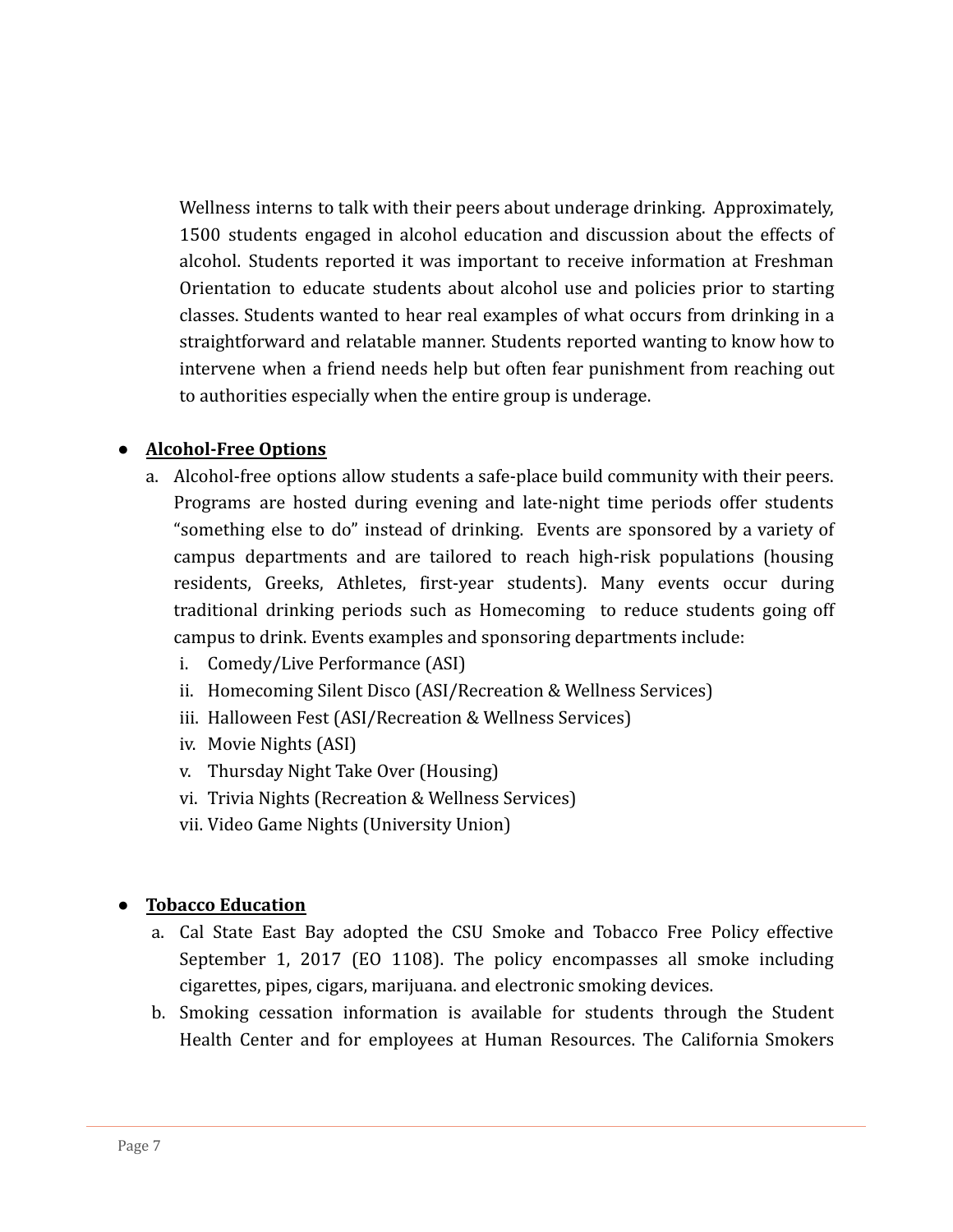Wellness interns to talk with their peers about underage drinking. Approximately, 1500 students engaged in alcohol education and discussion about the effects of alcohol. Students reported it was important to receive information at Freshman Orientation to educate students about alcohol use and policies prior to starting classes. Students wanted to hear real examples of what occurs from drinking in a straightforward and relatable manner. Students reported wanting to know how to intervene when a friend needs help but often fear punishment from reaching out to authorities especially when the entire group is underage.

- **Alcohol-Free Options**
  a. Alcohol-free options allow students a safe-place build community with their peers. Programs are hosted during evening and late-night time periods offer students "something else to do" instead of drinking. Events are sponsored by a variety of campus departments and are tailored to reach high-risk populations (housing residents, Greeks, Athletes, first-year students). Many events occur during traditional drinking periods such as Homecoming to reduce students going off campus to drink. Events examples and sponsoring departments include:
     i. Comedy/Live Performance (ASI)
     ii. Homecoming Silent Disco (ASI/Recreation & Wellness Services)
     iii. Halloween Fest (ASI/Recreation & Wellness Services)
     iv. Movie Nights (ASI)
     v. Thursday Night Take Over (Housing)
     vi. Trivia Nights (Recreation & Wellness Services)
     vii. Video Game Nights (University Union)

- **Tobacco Education**
  a. Cal State East Bay adopted the CSU Smoke and Tobacco Free Policy effective September 1, 2017 (EO 1108). The policy encompasses all smoke including cigarettes, pipes, cigars, marijuana. and electronic smoking devices.
  b. Smoking cessation information is available for students through the Student Health Center and for employees at Human Resources. The California Smokers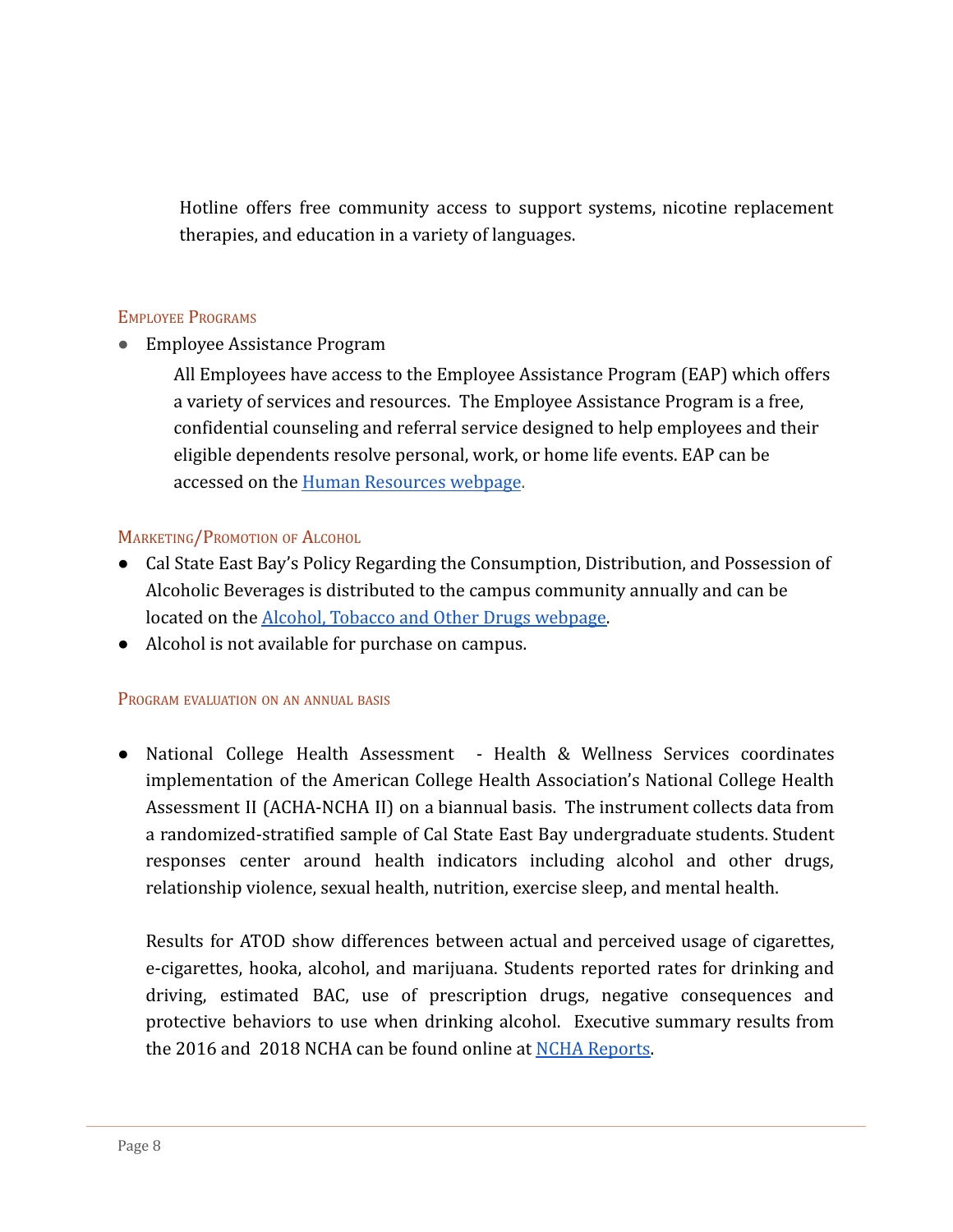Hotline offers free community access to support systems, nicotine replacement therapies, and education in a variety of languages.

### Employee Programs

- Employee Assistance Program

  All Employees have access to the Employee Assistance Program (EAP) which offers a variety of services and resources. The Employee Assistance Program is a free, confidential counseling and referral service designed to help employees and their eligible dependents resolve personal, work, or home life events. EAP can be accessed on the [Human Resources webpage](#).

### Marketing/Promotion of Alcohol

- Cal State East Bay's Policy Regarding the Consumption, Distribution, and Possession of Alcoholic Beverages is distributed to the campus community annually and can be located on the [Alcohol, Tobacco and Other Drugs webpage](#).
- Alcohol is not available for purchase on campus.

### Program evaluation on an annual basis

- National College Health Assessment - Health & Wellness Services coordinates implementation of the American College Health Association's National College Health Assessment II (ACHA-NCHA II) on a biannual basis. The instrument collects data from a randomized-stratified sample of Cal State East Bay undergraduate students. Student responses center around health indicators including alcohol and other drugs, relationship violence, sexual health, nutrition, exercise sleep, and mental health.

  Results for ATOD show differences between actual and perceived usage of cigarettes, e-cigarettes, hooka, alcohol, and marijuana. Students reported rates for drinking and driving, estimated BAC, use of prescription drugs, negative consequences and protective behaviors to use when drinking alcohol. Executive summary results from the 2016 and 2018 NCHA can be found online at [NCHA Reports](#).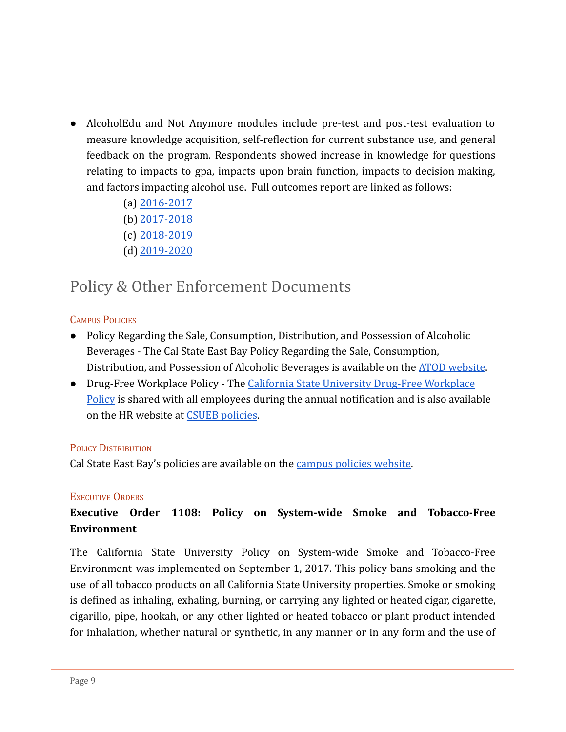- AlcoholEdu and Not Anymore modules include pre-test and post-test evaluation to measure knowledge acquisition, self-reflection for current substance use, and general feedback on the program. Respondents showed increase in knowledge for questions relating to impacts to gpa, impacts upon brain function, impacts to decision making, and factors impacting alcohol use. Full outcomes report are linked as follows:
  - (a) 2016-2017
  - (b) 2017-2018
  - (c) 2018-2019
  - (d) 2019-2020

## Policy & Other Enforcement Documents

### Campus Policies

- Policy Regarding the Sale, Consumption, Distribution, and Possession of Alcoholic Beverages - The Cal State East Bay Policy Regarding the Sale, Consumption, Distribution, and Possession of Alcoholic Beverages is available on the ATOD website.
- Drug-Free Workplace Policy - The California State University Drug-Free Workplace Policy is shared with all employees during the annual notification and is also available on the HR website at CSUEB policies.

### Policy Distribution

Cal State East Bay's policies are available on the campus policies website.

### Executive Orders

**Executive Order 1108: Policy on System-wide Smoke and Tobacco-Free Environment**

The California State University Policy on System-wide Smoke and Tobacco-Free Environment was implemented on September 1, 2017. This policy bans smoking and the use of all tobacco products on all California State University properties. Smoke or smoking is defined as inhaling, exhaling, burning, or carrying any lighted or heated cigar, cigarette, cigarillo, pipe, hookah, or any other lighted or heated tobacco or plant product intended for inhalation, whether natural or synthetic, in any manner or in any form and the use of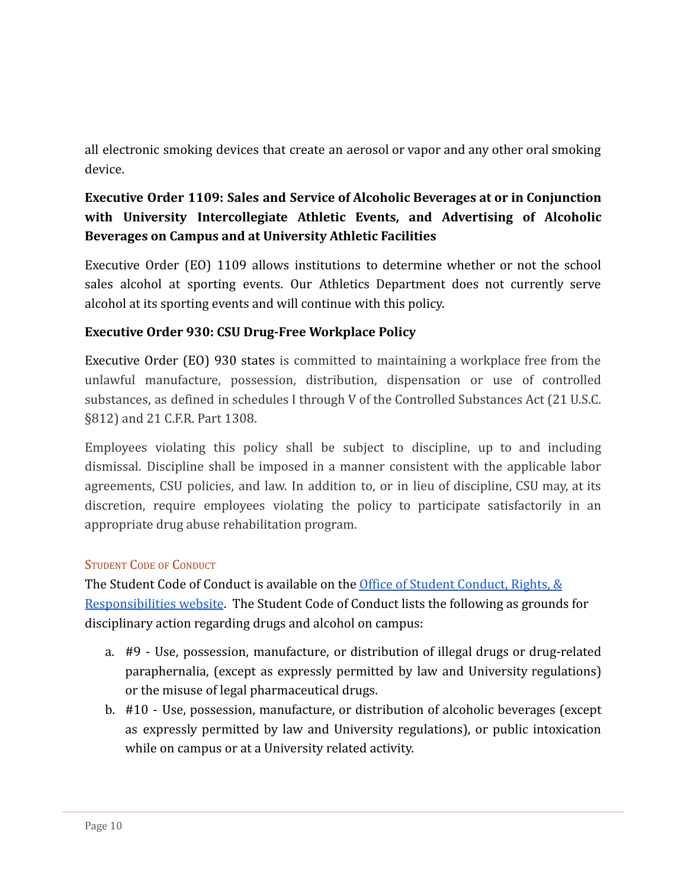all electronic smoking devices that create an aerosol or vapor and any other oral smoking device.

### Executive Order 1109: Sales and Service of Alcoholic Beverages at or in Conjunction with University Intercollegiate Athletic Events, and Advertising of Alcoholic Beverages on Campus and at University Athletic Facilities

Executive Order (EO) 1109 allows institutions to determine whether or not the school sales alcohol at sporting events. Our Athletics Department does not currently serve alcohol at its sporting events and will continue with this policy.

### Executive Order 930: CSU Drug-Free Workplace Policy

Executive Order (EO) 930 states is committed to maintaining a workplace free from the unlawful manufacture, possession, distribution, dispensation or use of controlled substances, as defined in schedules I through V of the Controlled Substances Act (21 U.S.C. §812) and 21 C.F.R. Part 1308.

Employees violating this policy shall be subject to discipline, up to and including dismissal. Discipline shall be imposed in a manner consistent with the applicable labor agreements, CSU policies, and law. In addition to, or in lieu of discipline, CSU may, at its discretion, require employees violating the policy to participate satisfactorily in an appropriate drug abuse rehabilitation program.

## Student Code of Conduct

The Student Code of Conduct is available on the Office of Student Conduct, Rights, & Responsibilities website. The Student Code of Conduct lists the following as grounds for disciplinary action regarding drugs and alcohol on campus:

a. #9 - Use, possession, manufacture, or distribution of illegal drugs or drug-related paraphernalia, (except as expressly permitted by law and University regulations) or the misuse of legal pharmaceutical drugs.
b. #10 - Use, possession, manufacture, or distribution of alcoholic beverages (except as expressly permitted by law and University regulations), or public intoxication while on campus or at a University related activity.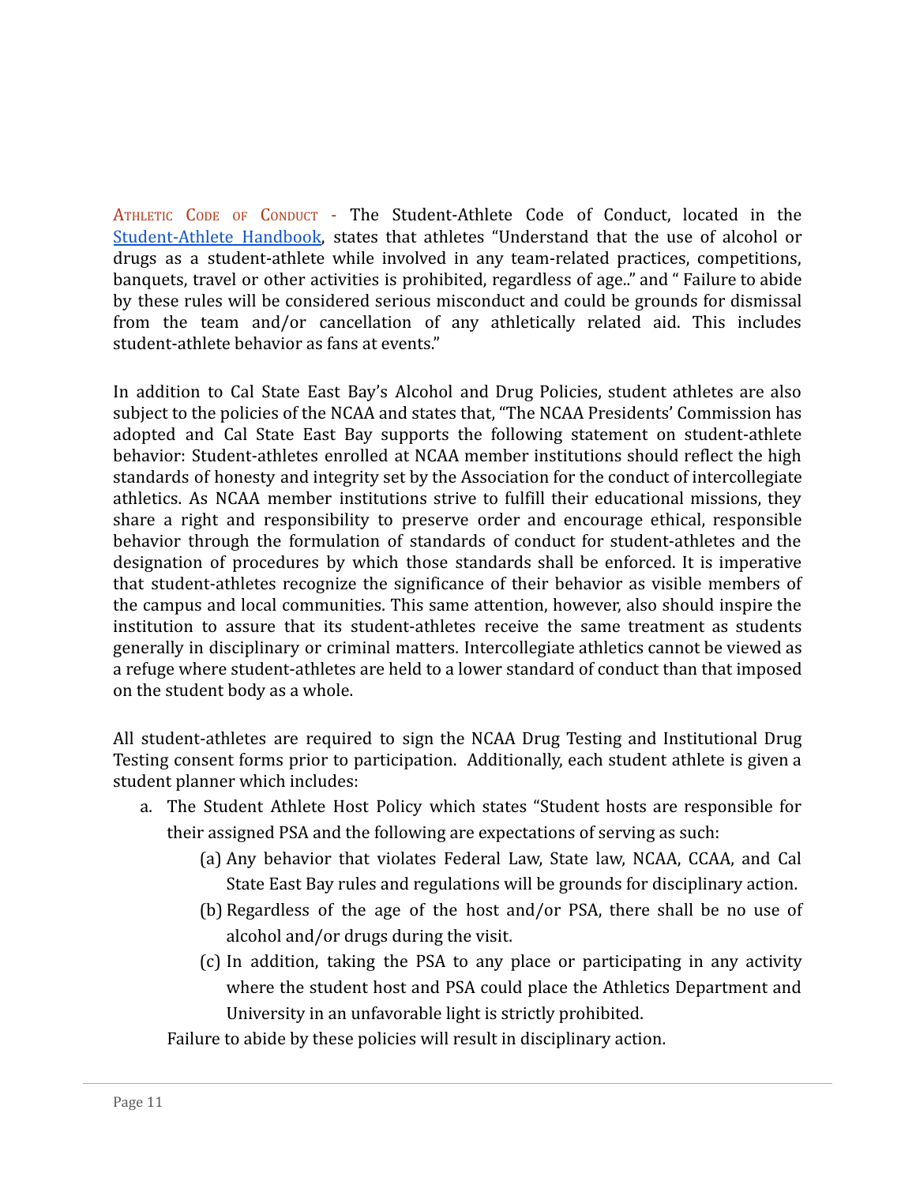**ATHLETIC CODE OF CONDUCT** - The Student-Athlete Code of Conduct, located in the [Student-Athlete Handbook](), states that athletes "Understand that the use of alcohol or drugs as a student-athlete while involved in any team-related practices, competitions, banquets, travel or other activities is prohibited, regardless of age.." and " Failure to abide by these rules will be considered serious misconduct and could be grounds for dismissal from the team and/or cancellation of any athletically related aid. This includes student-athlete behavior as fans at events."

In addition to Cal State East Bay's Alcohol and Drug Policies, student athletes are also subject to the policies of the NCAA and states that, "The NCAA Presidents' Commission has adopted and Cal State East Bay supports the following statement on student-athlete behavior: Student-athletes enrolled at NCAA member institutions should reflect the high standards of honesty and integrity set by the Association for the conduct of intercollegiate athletics. As NCAA member institutions strive to fulfill their educational missions, they share a right and responsibility to preserve order and encourage ethical, responsible behavior through the formulation of standards of conduct for student-athletes and the designation of procedures by which those standards shall be enforced. It is imperative that student-athletes recognize the significance of their behavior as visible members of the campus and local communities. This same attention, however, also should inspire the institution to assure that its student-athletes receive the same treatment as students generally in disciplinary or criminal matters. Intercollegiate athletics cannot be viewed as a refuge where student-athletes are held to a lower standard of conduct than that imposed on the student body as a whole.

All student-athletes are required to sign the NCAA Drug Testing and Institutional Drug Testing consent forms prior to participation. Additionally, each student athlete is given a student planner which includes:

a. The Student Athlete Host Policy which states "Student hosts are responsible for their assigned PSA and the following are expectations of serving as such:
    (a) Any behavior that violates Federal Law, State law, NCAA, CCAA, and Cal State East Bay rules and regulations will be grounds for disciplinary action.
    (b) Regardless of the age of the host and/or PSA, there shall be no use of alcohol and/or drugs during the visit.
    (c) In addition, taking the PSA to any place or participating in any activity where the student host and PSA could place the Athletics Department and University in an unfavorable light is strictly prohibited.

   Failure to abide by these policies will result in disciplinary action.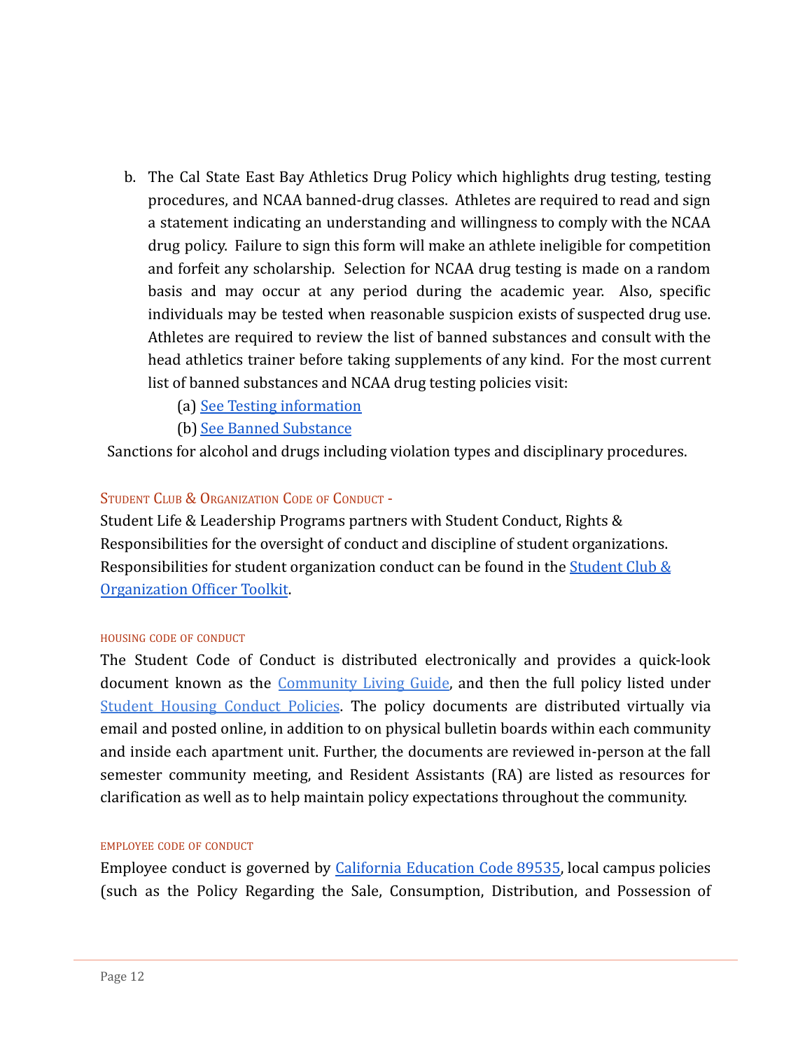b. The Cal State East Bay Athletics Drug Policy which highlights drug testing, testing procedures, and NCAA banned-drug classes. Athletes are required to read and sign a statement indicating an understanding and willingness to comply with the NCAA drug policy. Failure to sign this form will make an athlete ineligible for competition and forfeit any scholarship. Selection for NCAA drug testing is made on a random basis and may occur at any period during the academic year. Also, specific individuals may be tested when reasonable suspicion exists of suspected drug use. Athletes are required to review the list of banned substances and consult with the head athletics trainer before taking supplements of any kind. For the most current list of banned substances and NCAA drug testing policies visit:

   (a) See Testing information
   (b) See Banned Substance

Sanctions for alcohol and drugs including violation types and disciplinary procedures.

### Student Club & Organization Code of Conduct -

Student Life & Leadership Programs partners with Student Conduct, Rights & Responsibilities for the oversight of conduct and discipline of student organizations. Responsibilities for student organization conduct can be found in the Student Club & Organization Officer Toolkit.

### Housing Code of Conduct

The Student Code of Conduct is distributed electronically and provides a quick-look document known as the Community Living Guide, and then the full policy listed under Student Housing Conduct Policies. The policy documents are distributed virtually via email and posted online, in addition to on physical bulletin boards within each community and inside each apartment unit. Further, the documents are reviewed in-person at the fall semester community meeting, and Resident Assistants (RA) are listed as resources for clarification as well as to help maintain policy expectations throughout the community.

### Employee Code of Conduct

Employee conduct is governed by California Education Code 89535, local campus policies (such as the Policy Regarding the Sale, Consumption, Distribution, and Possession of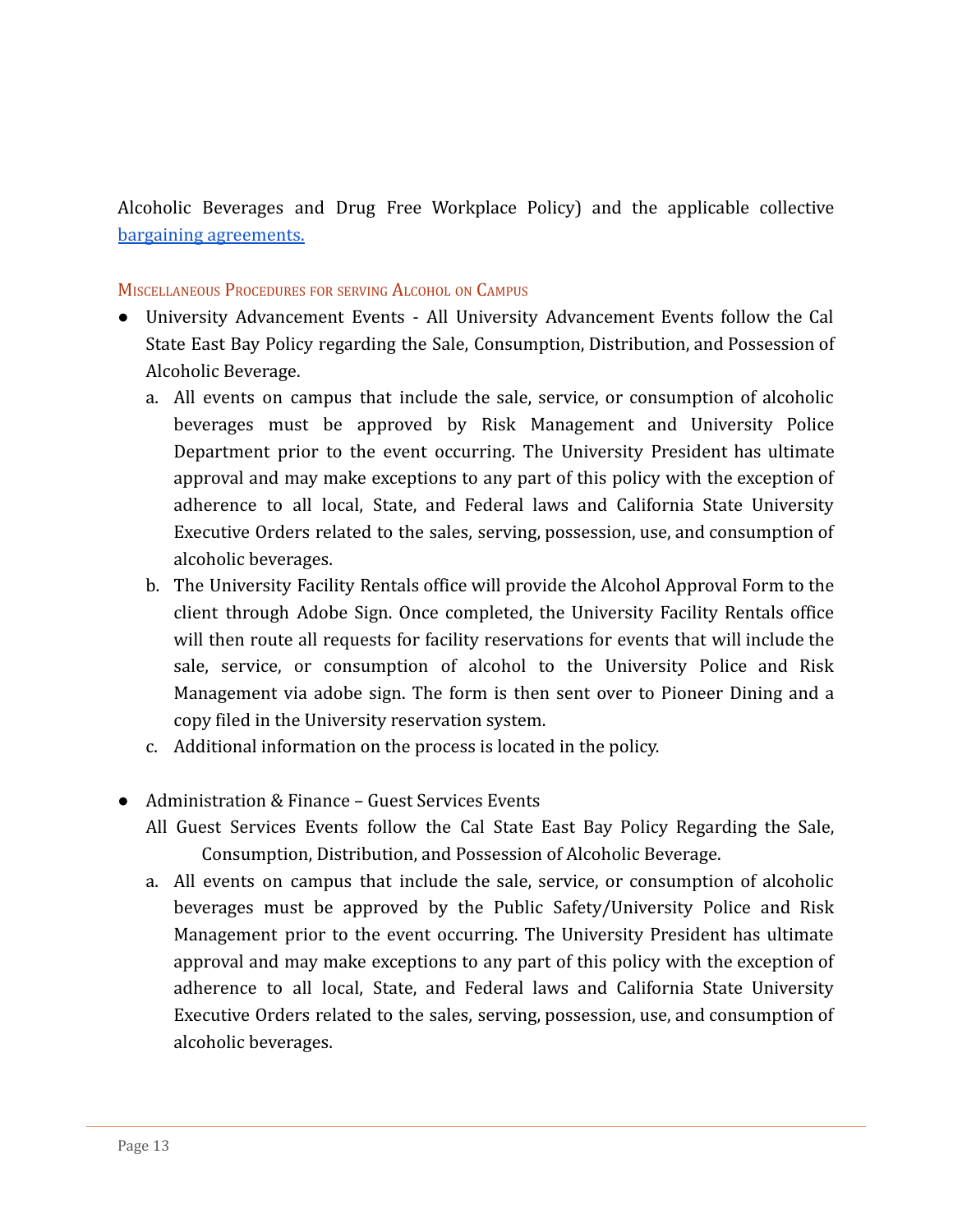Alcoholic Beverages and Drug Free Workplace Policy) and the applicable collective [bargaining agreements.]()

### Miscellaneous Procedures for serving Alcohol on Campus

- University Advancement Events - All University Advancement Events follow the Cal State East Bay Policy regarding the Sale, Consumption, Distribution, and Possession of Alcoholic Beverage.
    a. All events on campus that include the sale, service, or consumption of alcoholic beverages must be approved by Risk Management and University Police Department prior to the event occurring. The University President has ultimate approval and may make exceptions to any part of this policy with the exception of adherence to all local, State, and Federal laws and California State University Executive Orders related to the sales, serving, possession, use, and consumption of alcoholic beverages.
    b. The University Facility Rentals office will provide the Alcohol Approval Form to the client through Adobe Sign. Once completed, the University Facility Rentals office will then route all requests for facility reservations for events that will include the sale, service, or consumption of alcohol to the University Police and Risk Management via adobe sign. The form is then sent over to Pioneer Dining and a copy filed in the University reservation system.
    c. Additional information on the process is located in the policy.

- Administration & Finance – Guest Services Events
  All Guest Services Events follow the Cal State East Bay Policy Regarding the Sale, Consumption, Distribution, and Possession of Alcoholic Beverage.
    a. All events on campus that include the sale, service, or consumption of alcoholic beverages must be approved by the Public Safety/University Police and Risk Management prior to the event occurring. The University President has ultimate approval and may make exceptions to any part of this policy with the exception of adherence to all local, State, and Federal laws and California State University Executive Orders related to the sales, serving, possession, use, and consumption of alcoholic beverages.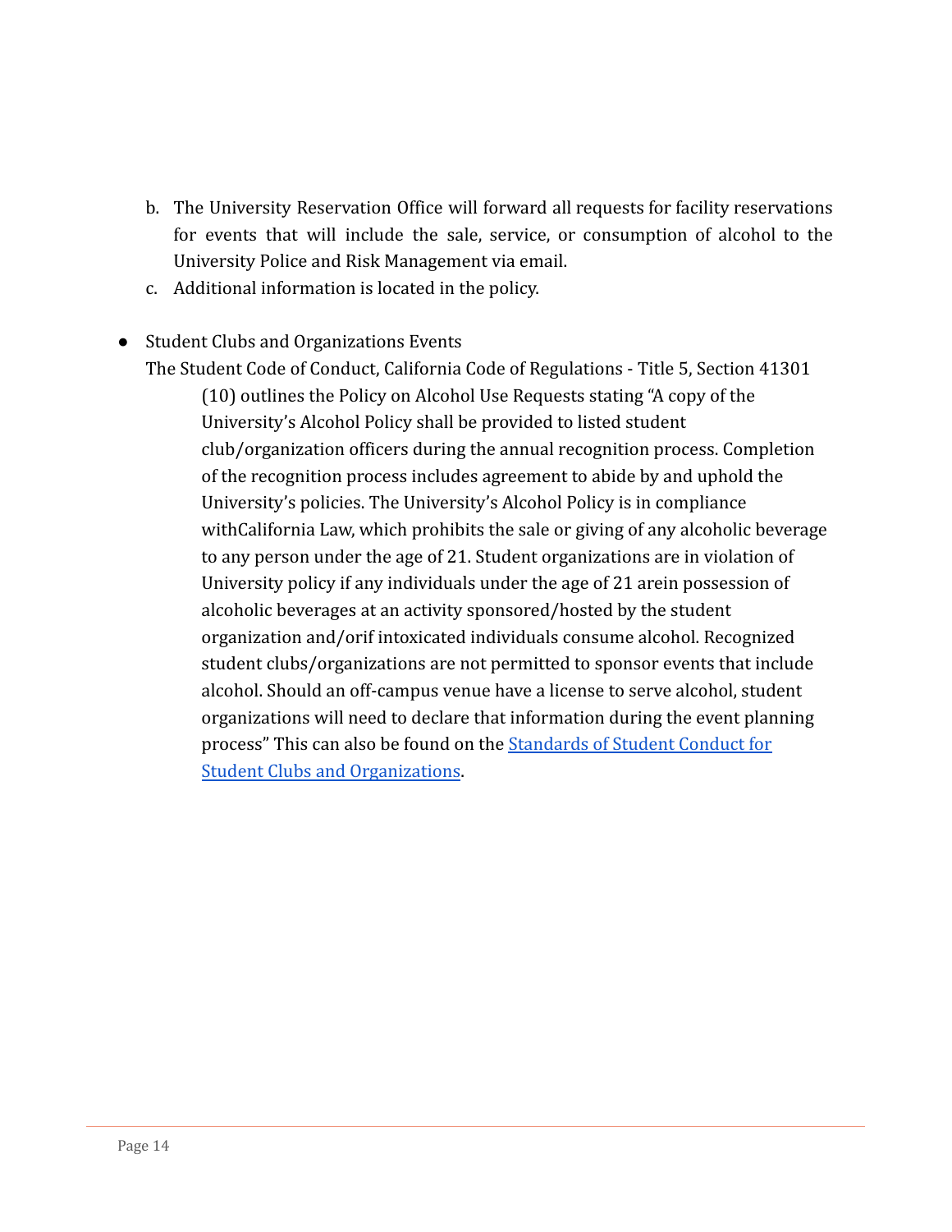b. The University Reservation Office will forward all requests for facility reservations for events that will include the sale, service, or consumption of alcohol to the University Police and Risk Management via email.
c. Additional information is located in the policy.

- Student Clubs and Organizations Events
  The Student Code of Conduct, California Code of Regulations - Title 5, Section 41301 (10) outlines the Policy on Alcohol Use Requests stating "A copy of the University's Alcohol Policy shall be provided to listed student club/organization officers during the annual recognition process. Completion of the recognition process includes agreement to abide by and uphold the University's policies. The University's Alcohol Policy is in compliance withCalifornia Law, which prohibits the sale or giving of any alcoholic beverage to any person under the age of 21. Student organizations are in violation of University policy if any individuals under the age of 21 arein possession of alcoholic beverages at an activity sponsored/hosted by the student organization and/orif intoxicated individuals consume alcohol. Recognized student clubs/organizations are not permitted to sponsor events that include alcohol. Should an off-campus venue have a license to serve alcohol, student organizations will need to declare that information during the event planning process" This can also be found on the Standards of Student Conduct for Student Clubs and Organizations.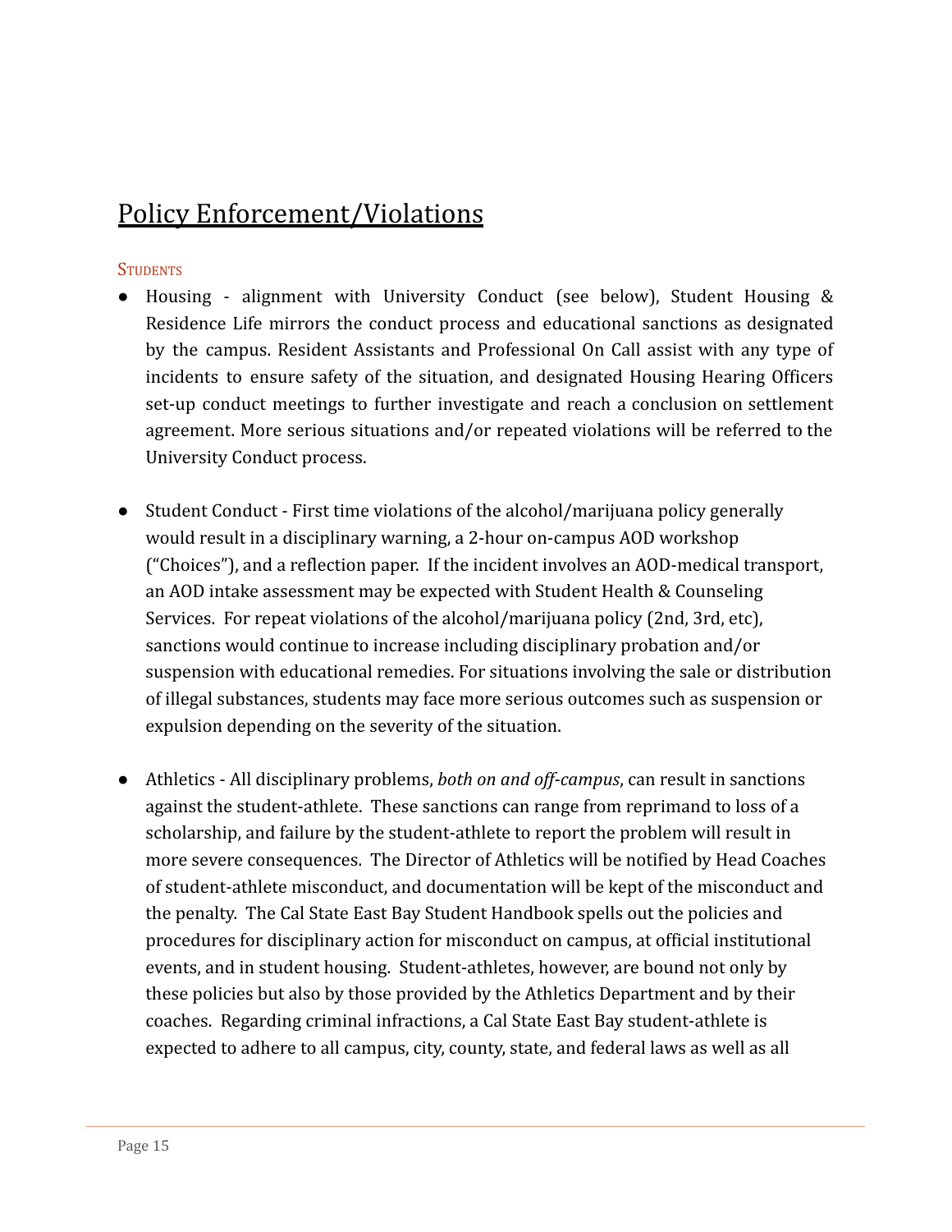## Policy Enforcement/Violations

### Students

- Housing - alignment with University Conduct (see below), Student Housing & Residence Life mirrors the conduct process and educational sanctions as designated by the campus. Resident Assistants and Professional On Call assist with any type of incidents to ensure safety of the situation, and designated Housing Hearing Officers set-up conduct meetings to further investigate and reach a conclusion on settlement agreement. More serious situations and/or repeated violations will be referred to the University Conduct process.

- Student Conduct - First time violations of the alcohol/marijuana policy generally would result in a disciplinary warning, a 2-hour on-campus AOD workshop ("Choices"), and a reflection paper. If the incident involves an AOD-medical transport, an AOD intake assessment may be expected with Student Health & Counseling Services. For repeat violations of the alcohol/marijuana policy (2nd, 3rd, etc), sanctions would continue to increase including disciplinary probation and/or suspension with educational remedies. For situations involving the sale or distribution of illegal substances, students may face more serious outcomes such as suspension or expulsion depending on the severity of the situation.

- Athletics - All disciplinary problems, *both on and off-campus*, can result in sanctions against the student-athlete. These sanctions can range from reprimand to loss of a scholarship, and failure by the student-athlete to report the problem will result in more severe consequences. The Director of Athletics will be notified by Head Coaches of student-athlete misconduct, and documentation will be kept of the misconduct and the penalty. The Cal State East Bay Student Handbook spells out the policies and procedures for disciplinary action for misconduct on campus, at official institutional events, and in student housing. Student-athletes, however, are bound not only by these policies but also by those provided by the Athletics Department and by their coaches. Regarding criminal infractions, a Cal State East Bay student-athlete is expected to adhere to all campus, city, county, state, and federal laws as well as all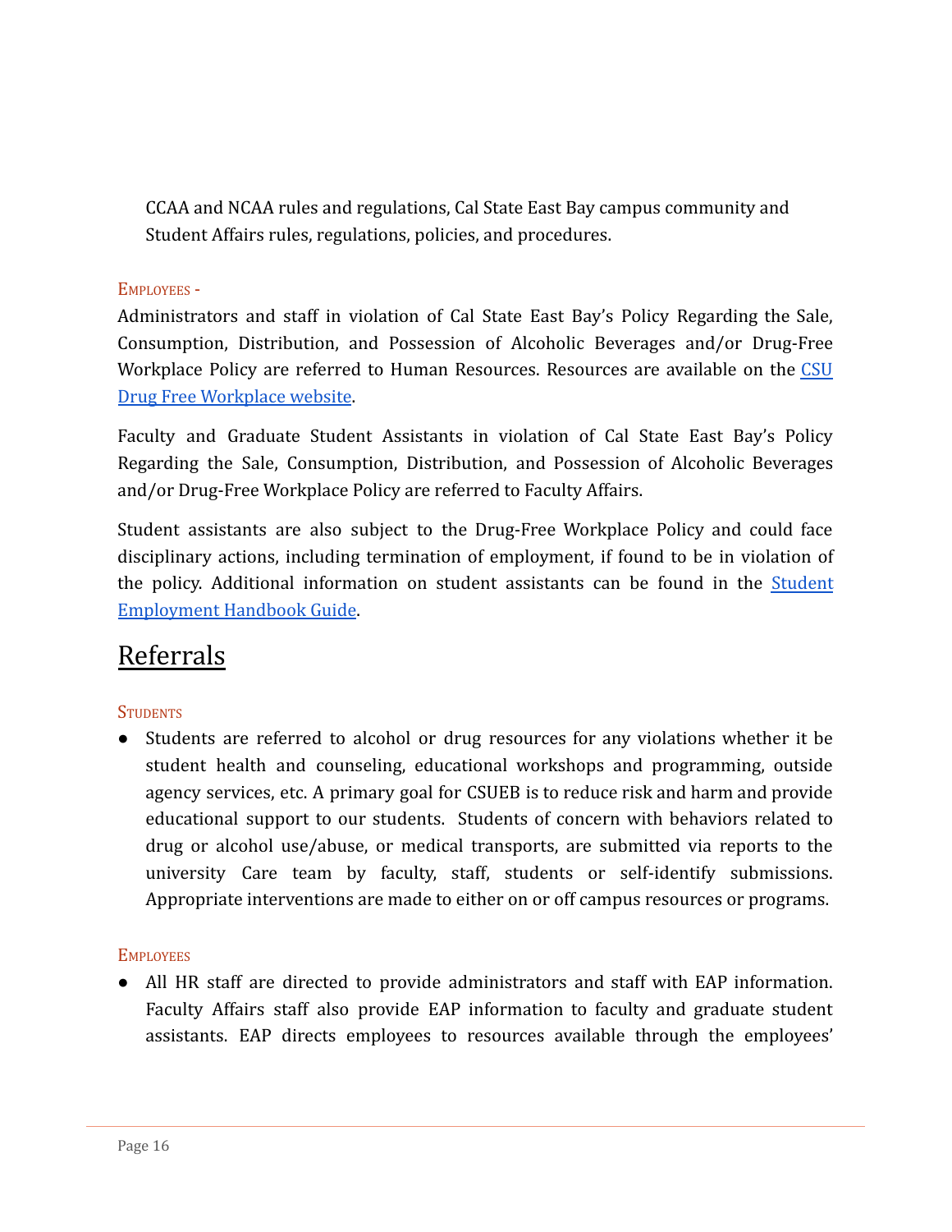CCAA and NCAA rules and regulations, Cal State East Bay campus community and Student Affairs rules, regulations, policies, and procedures.

EMPLOYEES -

Administrators and staff in violation of Cal State East Bay's Policy Regarding the Sale, Consumption, Distribution, and Possession of Alcoholic Beverages and/or Drug-Free Workplace Policy are referred to Human Resources. Resources are available on the [CSU Drug Free Workplace website](#).

Faculty and Graduate Student Assistants in violation of Cal State East Bay's Policy Regarding the Sale, Consumption, Distribution, and Possession of Alcoholic Beverages and/or Drug-Free Workplace Policy are referred to Faculty Affairs.

Student assistants are also subject to the Drug-Free Workplace Policy and could face disciplinary actions, including termination of employment, if found to be in violation of the policy. Additional information on student assistants can be found in the [Student Employment Handbook Guide](#).

# Referrals

STUDENTS

- Students are referred to alcohol or drug resources for any violations whether it be student health and counseling, educational workshops and programming, outside agency services, etc. A primary goal for CSUEB is to reduce risk and harm and provide educational support to our students. Students of concern with behaviors related to drug or alcohol use/abuse, or medical transports, are submitted via reports to the university Care team by faculty, staff, students or self-identify submissions. Appropriate interventions are made to either on or off campus resources or programs.

EMPLOYEES

- All HR staff are directed to provide administrators and staff with EAP information. Faculty Affairs staff also provide EAP information to faculty and graduate student assistants. EAP directs employees to resources available through the employees'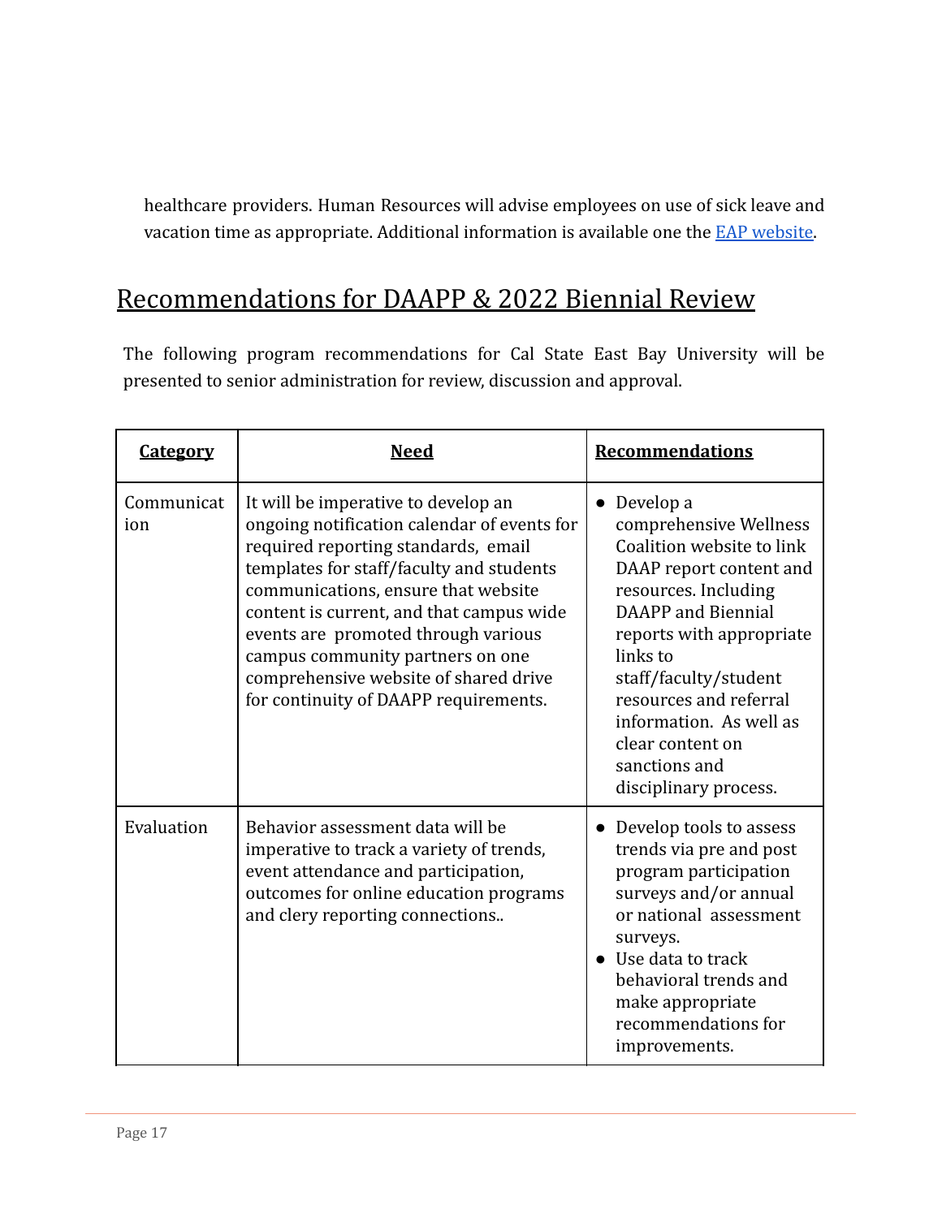healthcare providers. Human Resources will advise employees on use of sick leave and vacation time as appropriate. Additional information is available one the [EAP website](#).

## Recommendations for DAAPP & 2022 Biennial Review

The following program recommendations for Cal State East Bay University will be presented to senior administration for review, discussion and approval.

| **Category** | **Need** | **Recommendations** |
|---|---|---|
| Communication | It will be imperative to develop an ongoing notification calendar of events for required reporting standards, email templates for staff/faculty and students communications, ensure that website content is current, and that campus wide events are promoted through various campus community partners on one comprehensive website of shared drive for continuity of DAAPP requirements. | ● Develop a comprehensive Wellness Coalition website to link DAAP report content and resources. Including DAAPP and Biennial reports with appropriate links to staff/faculty/student resources and referral information. As well as clear content on sanctions and disciplinary process. |
| Evaluation | Behavior assessment data will be imperative to track a variety of trends, event attendance and participation, outcomes for online education programs and clery reporting connections.. | ● Develop tools to assess trends via pre and post program participation surveys and/or annual or national assessment surveys.<br>● Use data to track behavioral trends and make appropriate recommendations for improvements. |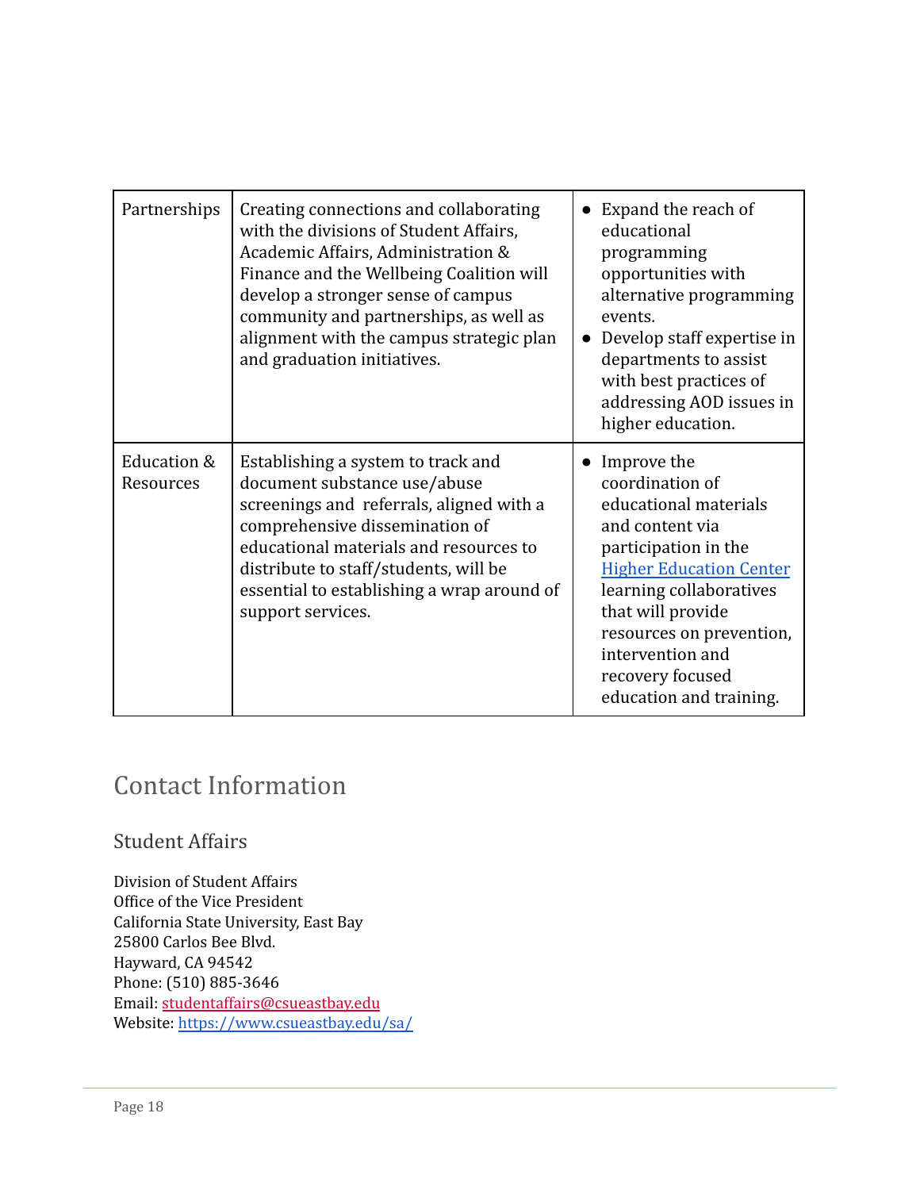| | | |
|---|---|---|
| Partnerships | Creating connections and collaborating with the divisions of Student Affairs, Academic Affairs, Administration & Finance and the Wellbeing Coalition will develop a stronger sense of campus community and partnerships, as well as alignment with the campus strategic plan and graduation initiatives. | • Expand the reach of educational programming opportunities with alternative programming events.<br>• Develop staff expertise in departments to assist with best practices of addressing AOD issues in higher education. |
| Education & Resources | Establishing a system to track and document substance use/abuse screenings and referrals, aligned with a comprehensive dissemination of educational materials and resources to distribute to staff/students, will be essential to establishing a wrap around of support services. | • Improve the coordination of educational materials and content via participation in the Higher Education Center learning collaboratives that will provide resources on prevention, intervention and recovery focused education and training. |

# Contact Information

## Student Affairs

Division of Student Affairs
Office of the Vice President
California State University, East Bay
25800 Carlos Bee Blvd.
Hayward, CA 94542
Phone: (510) 885-3646
Email: studentaffairs@csueastbay.edu
Website: https://www.csueastbay.edu/sa/